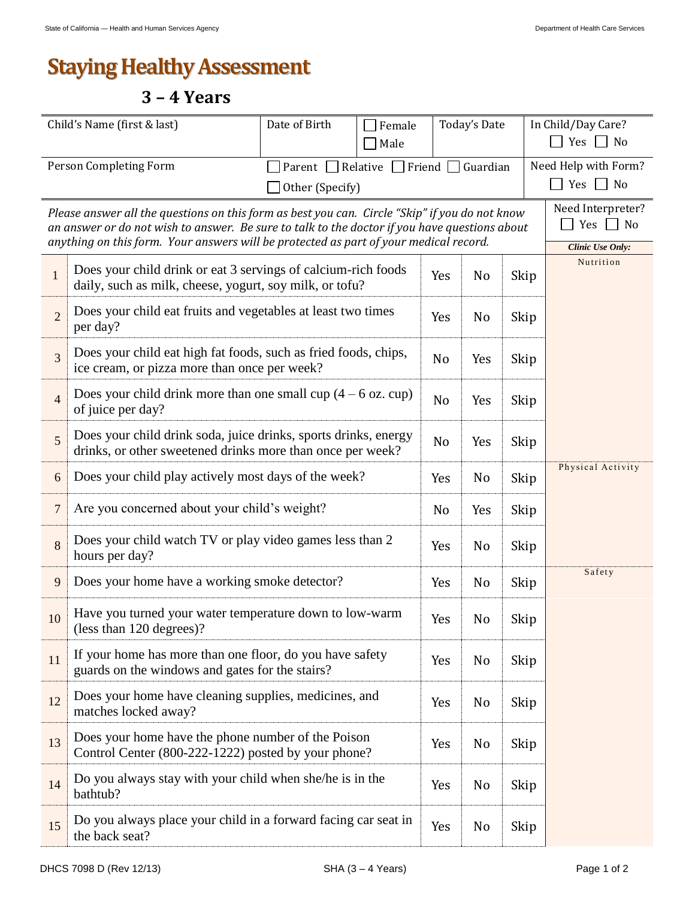# Staying Healthy Assessment

## 3 – 4 Years

| Child's Name (first & last) | Date of Birth | ☐ Female ☐ Male | Today's Date | In Child/Day Care? ☐ Yes ☐ No |
|---|---|---|---|---|
| Person Completing Form | ☐ Parent ☐ Relative ☐ Friend ☐ Guardian ☐ Other (Specify) | | | Need Help with Form? ☐ Yes ☐ No |

*Please answer all the questions on this form as best you can. Circle "Skip" if you do not know an answer or do not wish to answer. Be sure to talk to the doctor if you have questions about anything on this form. Your answers will be protected as part of your medical record.*

Need Interpreter? ☐ Yes ☐ No

| # | Question | | | | ***Clinic Use Only:*** |
|---|---|---|---|---|---|
| 1 | Does your child drink or eat 3 servings of calcium-rich foods daily, such as milk, cheese, yogurt, soy milk, or tofu? | Yes | No | Skip | Nutrition |
| 2 | Does your child eat fruits and vegetables at least two times per day? | Yes | No | Skip | |
| 3 | Does your child eat high fat foods, such as fried foods, chips, ice cream, or pizza more than once per week? | No | Yes | Skip | |
| 4 | Does your child drink more than one small cup (4 – 6 oz. cup) of juice per day? | No | Yes | Skip | |
| 5 | Does your child drink soda, juice drinks, sports drinks, energy drinks, or other sweetened drinks more than once per week? | No | Yes | Skip | |
| 6 | Does your child play actively most days of the week? | Yes | No | Skip | Physical Activity |
| 7 | Are you concerned about your child's weight? | No | Yes | Skip | |
| 8 | Does your child watch TV or play video games less than 2 hours per day? | Yes | No | Skip | |
| 9 | Does your home have a working smoke detector? | Yes | No | Skip | Safety |
| 10 | Have you turned your water temperature down to low-warm (less than 120 degrees)? | Yes | No | Skip | |
| 11 | If your home has more than one floor, do you have safety guards on the windows and gates for the stairs? | Yes | No | Skip | |
| 12 | Does your home have cleaning supplies, medicines, and matches locked away? | Yes | No | Skip | |
| 13 | Does your home have the phone number of the Poison Control Center (800-222-1222) posted by your phone? | Yes | No | Skip | |
| 14 | Do you always stay with your child when she/he is in the bathtub? | Yes | No | Skip | |
| 15 | Do you always place your child in a forward facing car seat in the back seat? | Yes | No | Skip | |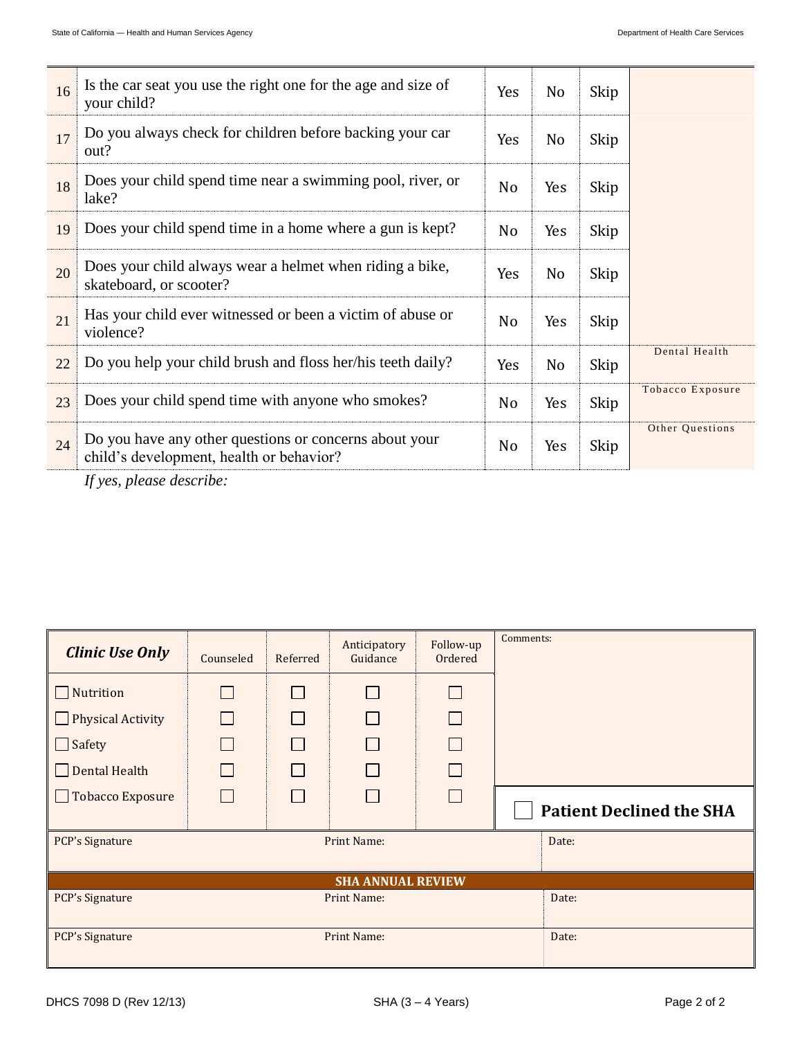| | | | | | |
|---|---|---|---|---|---|
| 16 | Is the car seat you use the right one for the age and size of your child? | Yes | No | Skip | |
| 17 | Do you always check for children before backing your car out? | Yes | No | Skip | |
| 18 | Does your child spend time near a swimming pool, river, or lake? | No | Yes | Skip | |
| 19 | Does your child spend time in a home where a gun is kept? | No | Yes | Skip | |
| 20 | Does your child always wear a helmet when riding a bike, skateboard, or scooter? | Yes | No | Skip | |
| 21 | Has your child ever witnessed or been a victim of abuse or violence? | No | Yes | Skip | |
| 22 | Do you help your child brush and floss her/his teeth daily? | Yes | No | Skip | Dental Health |
| 23 | Does your child spend time with anyone who smokes? | No | Yes | Skip | Tobacco Exposure |
| 24 | Do you have any other questions or concerns about your child's development, health or behavior? | No | Yes | Skip | Other Questions |

*If yes, please describe:*

| ***Clinic Use Only*** | Counseled | Referred | Anticipatory Guidance | Follow-up Ordered | Comments: |
|---|---|---|---|---|---|
| ☐ Nutrition | ☐ | ☐ | ☐ | ☐ | |
| ☐ Physical Activity | ☐ | ☐ | ☐ | ☐ | |
| ☐ Safety | ☐ | ☐ | ☐ | ☐ | |
| ☐ Dental Health | ☐ | ☐ | ☐ | ☐ | |
| ☐ Tobacco Exposure | ☐ | ☐ | ☐ | ☐ | ☐ **Patient Declined the SHA** |

| PCP's Signature | Print Name: | Date: |
|---|---|---|

**SHA ANNUAL REVIEW**

| PCP's Signature | Print Name: | Date: |
|---|---|---|
| PCP's Signature | Print Name: | Date: |

DHCS 7098 D (Rev 12/13) SHA (3 – 4 Years)